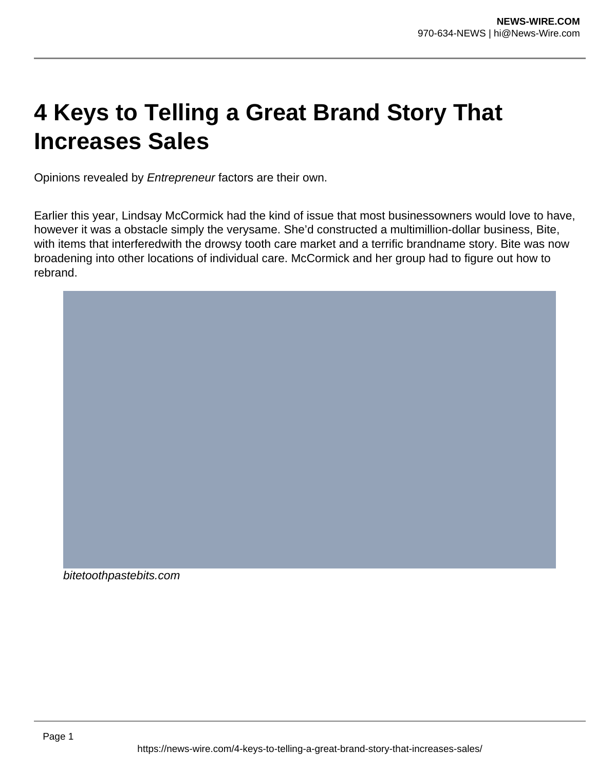# 4 Keys to Telling a Great Brand Story That Increases Sales

Opinions revealed by *Entrepreneur* factors are their own.

Earlier this year, Lindsay McCormick had the kind of issue that most businessowners would love to have, however it was a obstacle simply the verysame. She'd constructed a multimillion-dollar business, Bite, with items that interferedwith the drowsy tooth care market and a terrific brandname story. Bite was now broadening into other locations of individual care. McCormick and her group had to figure out how to rebrand.

*bitetoothpastebits.com*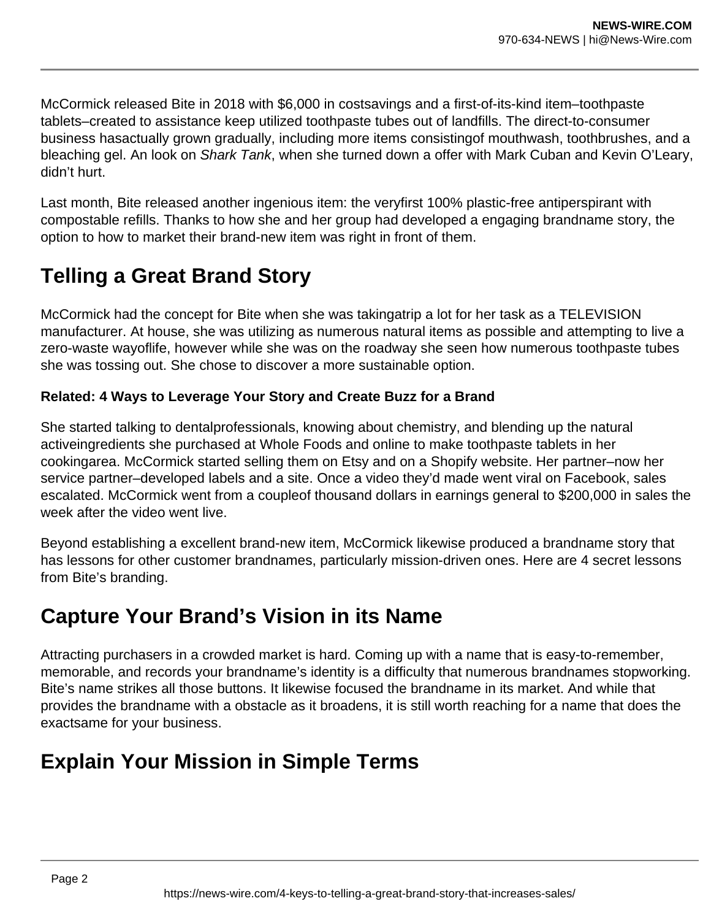McCormick released Bite in 2018 with $6,000 in costsavings and a first-of-its-kind item–toothpaste tablets–created to assistance keep utilized toothpaste tubes out of landfills. The direct-to-consumer business hasactually grown gradually, including more items consistingof mouthwash, toothbrushes, and a bleaching gel. An look on *Shark Tank*, when she turned down a offer with Mark Cuban and Kevin O'Leary, didn't hurt.

Last month, Bite released another ingenious item: the veryfirst 100% plastic-free antiperspirant with compostable refills. Thanks to how she and her group had developed a engaging brandname story, the option to how to market their brand-new item was right in front of them.

## Telling a Great Brand Story

McCormick had the concept for Bite when she was takingatrip a lot for her task as a TELEVISION manufacturer. At house, she was utilizing as numerous natural items as possible and attempting to live a zero-waste wayoflife, however while she was on the roadway she seen how numerous toothpaste tubes she was tossing out. She chose to discover a more sustainable option.

**Related: 4 Ways to Leverage Your Story and Create Buzz for a Brand**

She started talking to dentalprofessionals, knowing about chemistry, and blending up the natural activeingredients she purchased at Whole Foods and online to make toothpaste tablets in her cookingarea. McCormick started selling them on Etsy and on a Shopify website. Her partner–now her service partner–developed labels and a site. Once a video they'd made went viral on Facebook, sales escalated. McCormick went from a coupleof thousand dollars in earnings general to $200,000 in sales the week after the video went live.

Beyond establishing a excellent brand-new item, McCormick likewise produced a brandname story that has lessons for other customer brandnames, particularly mission-driven ones. Here are 4 secret lessons from Bite's branding.

## Capture Your Brand's Vision in its Name

Attracting purchasers in a crowded market is hard. Coming up with a name that is easy-to-remember, memorable, and records your brandname's identity is a difficulty that numerous brandnames stopworking. Bite's name strikes all those buttons. It likewise focused the brandname in its market. And while that provides the brandname with a obstacle as it broadens, it is still worth reaching for a name that does the exactsame for your business.

## Explain Your Mission in Simple Terms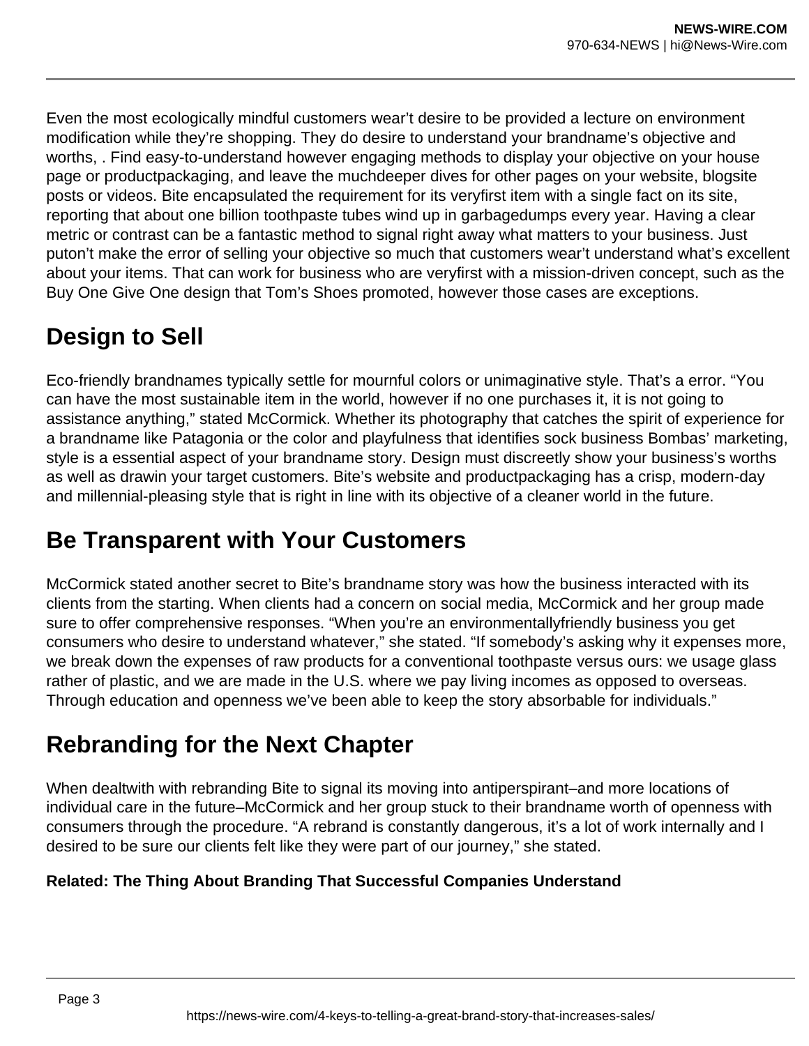Even the most ecologically mindful customers wear't desire to be provided a lecture on environment modification while they're shopping. They do desire to understand your brandname's objective and worths, . Find easy-to-understand however engaging methods to display your objective on your house page or productpackaging, and leave the muchdeeper dives for other pages on your website, blogsite posts or videos. Bite encapsulated the requirement for its veryfirst item with a single fact on its site, reporting that about one billion toothpaste tubes wind up in garbagedumps every year. Having a clear metric or contrast can be a fantastic method to signal right away what matters to your business. Just puton't make the error of selling your objective so much that customers wear't understand what's excellent about your items. That can work for business who are veryfirst with a mission-driven concept, such as the Buy One Give One design that Tom's Shoes promoted, however those cases are exceptions.

## Design to Sell

Eco-friendly brandnames typically settle for mournful colors or unimaginative style. That's a error. "You can have the most sustainable item in the world, however if no one purchases it, it is not going to assistance anything," stated McCormick. Whether its photography that catches the spirit of experience for a brandname like Patagonia or the color and playfulness that identifies sock business Bombas' marketing, style is a essential aspect of your brandname story. Design must discreetly show your business's worths as well as drawin your target customers. Bite's website and productpackaging has a crisp, modern-day and millennial-pleasing style that is right in line with its objective of a cleaner world in the future.

## Be Transparent with Your Customers

McCormick stated another secret to Bite's brandname story was how the business interacted with its clients from the starting. When clients had a concern on social media, McCormick and her group made sure to offer comprehensive responses. "When you're an environmentallyfriendly business you get consumers who desire to understand whatever," she stated. "If somebody's asking why it expenses more, we break down the expenses of raw products for a conventional toothpaste versus ours: we usage glass rather of plastic, and we are made in the U.S. where we pay living incomes as opposed to overseas. Through education and openness we've been able to keep the story absorbable for individuals."

## Rebranding for the Next Chapter

When dealtwith with rebranding Bite to signal its moving into antiperspirant–and more locations of individual care in the future–McCormick and her group stuck to their brandname worth of openness with consumers through the procedure. "A rebrand is constantly dangerous, it's a lot of work internally and I desired to be sure our clients felt like they were part of our journey," she stated.

**Related: The Thing About Branding That Successful Companies Understand**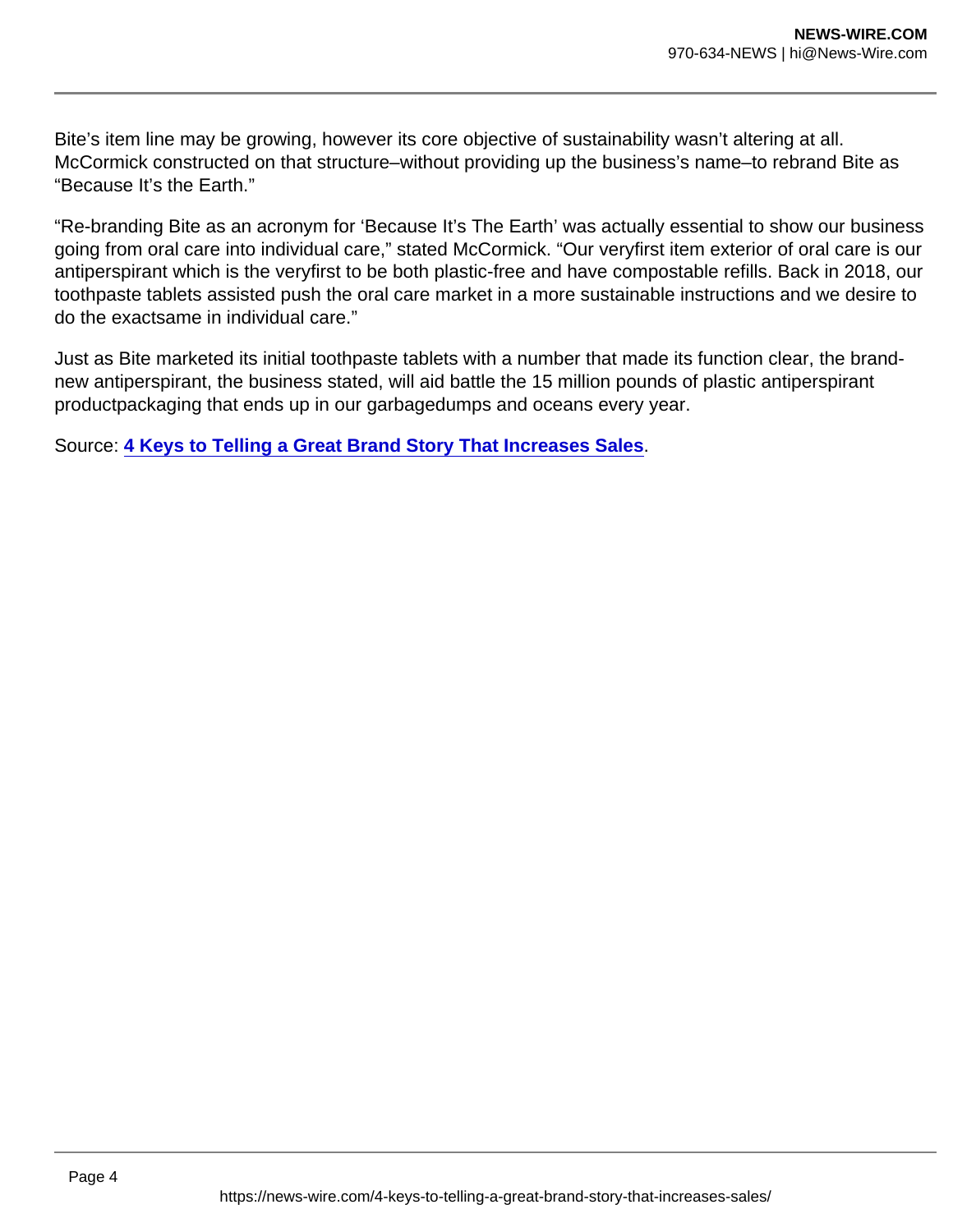Bite's item line may be growing, however its core objective of sustainability wasn't altering at all. McCormick constructed on that structure–without providing up the business's name–to rebrand Bite as "Because It's the Earth."

"Re-branding Bite as an acronym for 'Because It's The Earth' was actually essential to show our business going from oral care into individual care," stated McCormick. "Our veryfirst item exterior of oral care is our antiperspirant which is the veryfirst to be both plastic-free and have compostable refills. Back in 2018, our toothpaste tablets assisted push the oral care market in a more sustainable instructions and we desire to do the exactsame in individual care."

Just as Bite marketed its initial toothpaste tablets with a number that made its function clear, the brand-new antiperspirant, the business stated, will aid battle the 15 million pounds of plastic antiperspirant productpackaging that ends up in our garbagedumps and oceans every year.

Source: **[4 Keys to Telling a Great Brand Story That Increases Sales](https://news-wire.com/4-keys-to-telling-a-great-brand-story-that-increases-sales/)**.